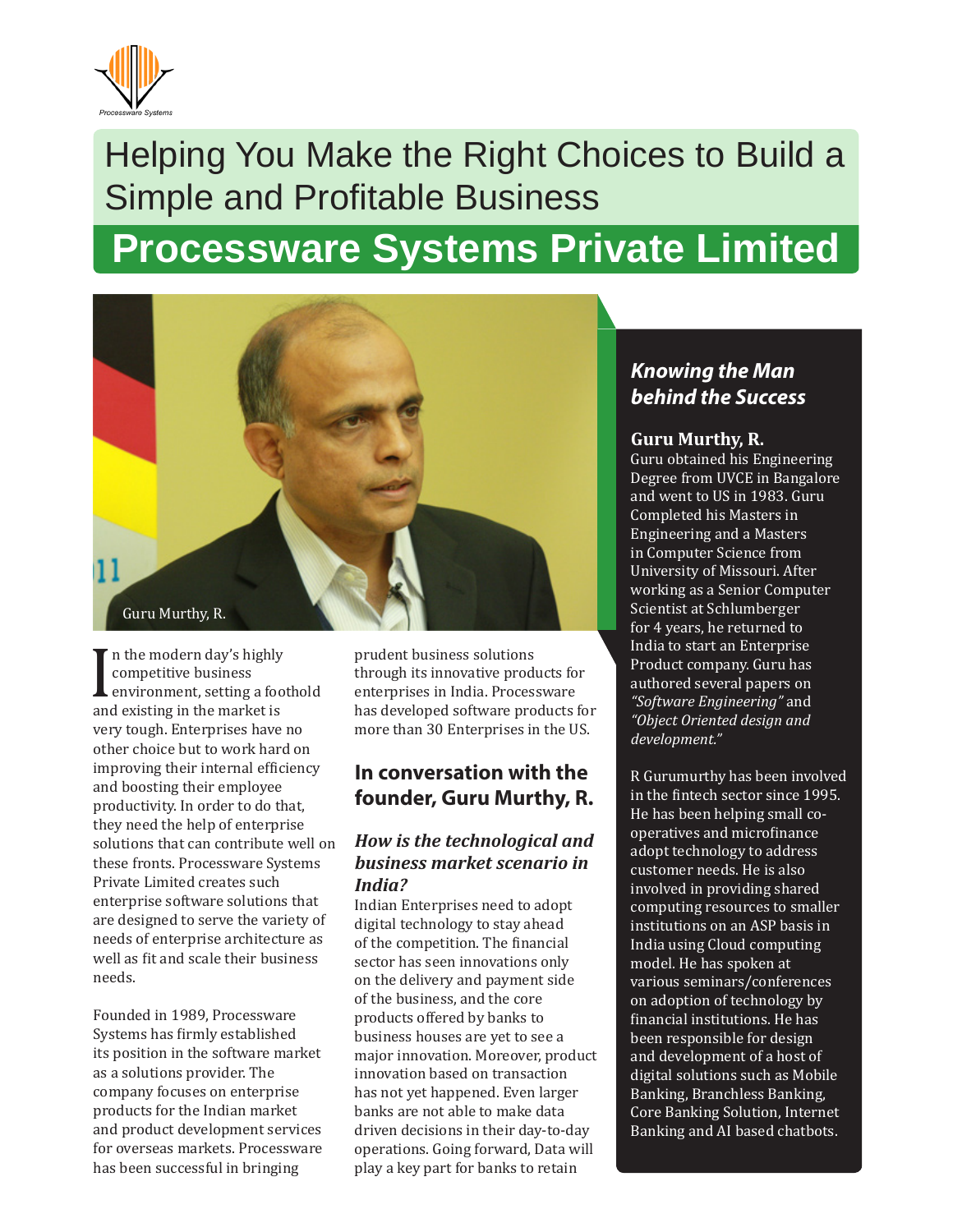Processware Systems

# Helping You Make the Right Choices to Build a Simple and Profitable Business

# Processware Systems Private Limited

Guru Murthy, R.

In the modern day's highly competitive business environment, setting a foothold and existing in the market is very tough. Enterprises have no other choice but to work hard on improving their internal efficiency and boosting their employee productivity. In order to do that, they need the help of enterprise solutions that can contribute well on these fronts. Processware Systems Private Limited creates such enterprise software solutions that are designed to serve the variety of needs of enterprise architecture as well as fit and scale their business needs.

Founded in 1989, Processware Systems has firmly established its position in the software market as a solutions provider. The company focuses on enterprise products for the Indian market and product development services for overseas markets. Processware has been successful in bringing prudent business solutions through its innovative products for enterprises in India. Processware has developed software products for more than 30 Enterprises in the US.

## In conversation with the founder, Guru Murthy, R.

### *How is the technological and business market scenario in India?*

Indian Enterprises need to adopt digital technology to stay ahead of the competition. The financial sector has seen innovations only on the delivery and payment side of the business, and the core products offered by banks to business houses are yet to see a major innovation. Moreover, product innovation based on transaction has not yet happened. Even larger banks are not able to make data driven decisions in their day-to-day operations. Going forward, Data will play a key part for banks to retain

### *Knowing the Man behind the Success*

**Guru Murthy, R.**

Guru obtained his Engineering Degree from UVCE in Bangalore and went to US in 1983. Guru Completed his Masters in Engineering and a Masters in Computer Science from University of Missouri. After working as a Senior Computer Scientist at Schlumberger for 4 years, he returned to India to start an Enterprise Product company. Guru has authored several papers on *"Software Engineering"* and *"Object Oriented design and development."*

R Gurumurthy has been involved in the fintech sector since 1995. He has been helping small co-operatives and microfinance adopt technology to address customer needs. He is also involved in providing shared computing resources to smaller institutions on an ASP basis in India using Cloud computing model. He has spoken at various seminars/conferences on adoption of technology by financial institutions. He has been responsible for design and development of a host of digital solutions such as Mobile Banking, Branchless Banking, Core Banking Solution, Internet Banking and AI based chatbots.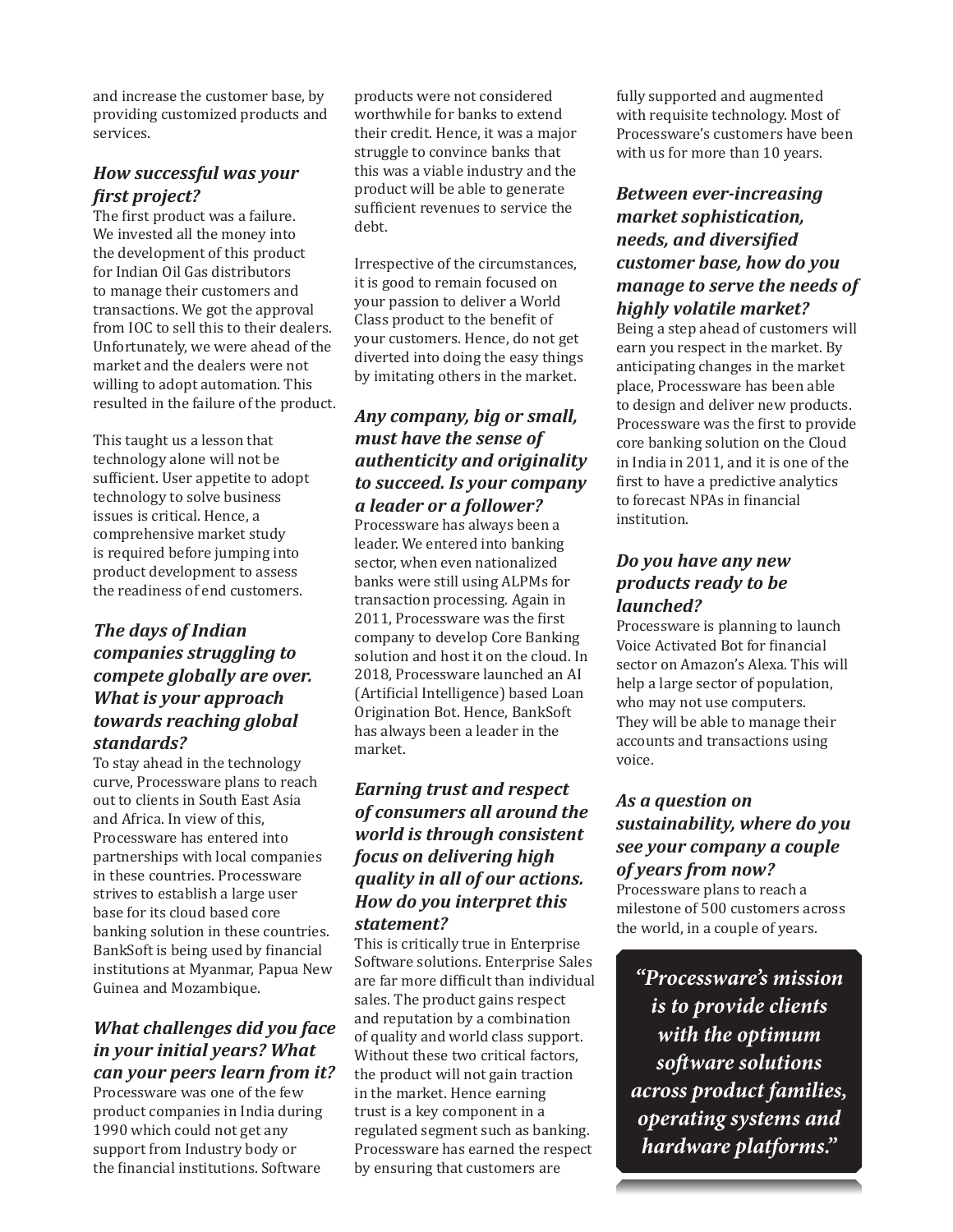and increase the customer base, by providing customized products and services.

### *How successful was your first project?*

The first product was a failure. We invested all the money into the development of this product for Indian Oil Gas distributors to manage their customers and transactions. We got the approval from IOC to sell this to their dealers. Unfortunately, we were ahead of the market and the dealers were not willing to adopt automation. This resulted in the failure of the product.

This taught us a lesson that technology alone will not be sufficient. User appetite to adopt technology to solve business issues is critical. Hence, a comprehensive market study is required before jumping into product development to assess the readiness of end customers.

### *The days of Indian companies struggling to compete globally are over. What is your approach towards reaching global standards?*

To stay ahead in the technology curve, Processware plans to reach out to clients in South East Asia and Africa. In view of this, Processware has entered into partnerships with local companies in these countries. Processware strives to establish a large user base for its cloud based core banking solution in these countries. BankSoft is being used by financial institutions at Myanmar, Papua New Guinea and Mozambique.

### *What challenges did you face in your initial years? What can your peers learn from it?*

Processware was one of the few product companies in India during 1990 which could not get any support from Industry body or the financial institutions. Software products were not considered worthwhile for banks to extend their credit. Hence, it was a major struggle to convince banks that this was a viable industry and the product will be able to generate sufficient revenues to service the debt.

Irrespective of the circumstances, it is good to remain focused on your passion to deliver a World Class product to the benefit of your customers. Hence, do not get diverted into doing the easy things by imitating others in the market.

### *Any company, big or small, must have the sense of authenticity and originality to succeed. Is your company a leader or a follower?*

Processware has always been a leader. We entered into banking sector, when even nationalized banks were still using ALPMs for transaction processing. Again in 2011, Processware was the first company to develop Core Banking solution and host it on the cloud. In 2018, Processware launched an AI (Artificial Intelligence) based Loan Origination Bot. Hence, BankSoft has always been a leader in the market.

### *Earning trust and respect of consumers all around the world is through consistent focus on delivering high quality in all of our actions. How do you interpret this statement?*

This is critically true in Enterprise Software solutions. Enterprise Sales are far more difficult than individual sales. The product gains respect and reputation by a combination of quality and world class support. Without these two critical factors, the product will not gain traction in the market. Hence earning trust is a key component in a regulated segment such as banking. Processware has earned the respect by ensuring that customers are fully supported and augmented with requisite technology. Most of Processware's customers have been with us for more than 10 years.

### *Between ever-increasing market sophistication, needs, and diversified customer base, how do you manage to serve the needs of highly volatile market?*

Being a step ahead of customers will earn you respect in the market. By anticipating changes in the market place, Processware has been able to design and deliver new products. Processware was the first to provide core banking solution on the Cloud in India in 2011, and it is one of the first to have a predictive analytics to forecast NPAs in financial institution.

### *Do you have any new products ready to be launched?*

Processware is planning to launch Voice Activated Bot for financial sector on Amazon's Alexa. This will help a large sector of population, who may not use computers. They will be able to manage their accounts and transactions using voice.

### *As a question on sustainability, where do you see your company a couple of years from now?*

Processware plans to reach a milestone of 500 customers across the world, in a couple of years.

> ***"Processware's mission is to provide clients with the optimum software solutions across product families, operating systems and hardware platforms."***